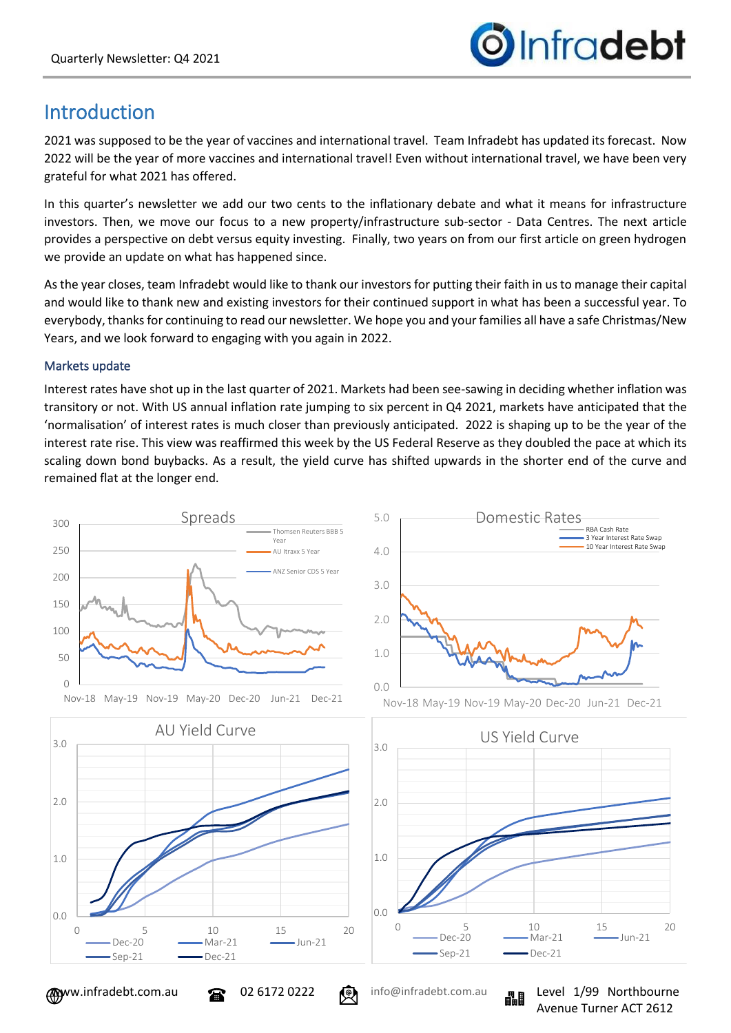## Introduction

2021 was supposed to be the year of vaccines and international travel. Team Infradebt has updated its forecast. Now 2022 will be the year of more vaccines and international travel! Even without international travel, we have been very grateful for what 2021 has offered.

In this quarter's newsletter we add our two cents to the inflationary debate and what it means for infrastructure investors. Then, we move our focus to a new property/infrastructure sub-sector - Data Centres. The next article provides a perspective on debt versus equity investing. Finally, two years on from our first article on green hydrogen we provide an update on what has happened since.

As the year closes, team Infradebt would like to thank our investors for putting their faith in us to manage their capital and would like to thank new and existing investors for their continued support in what has been a successful year. To everybody, thanks for continuing to read our newsletter. We hope you and your families all have a safe Christmas/New Years, and we look forward to engaging with you again in 2022.

### Markets update

Interest rates have shot up in the last quarter of 2021. Markets had been see-sawing in deciding whether inflation was transitory or not. With US annual inflation rate jumping to six percent in Q4 2021, markets have anticipated that the 'normalisation' of interest rates is much closer than previously anticipated. 2022 is shaping up to be the year of the interest rate rise. This view was reaffirmed this week by the US Federal Reserve as they doubled the pace at which its scaling down bond buybacks. As a result, the yield curve has shifted upwards in the shorter end of the curve and remained flat at the longer end.

Spreads

Domestic Rates

AU Yield Curve

US Yield Curve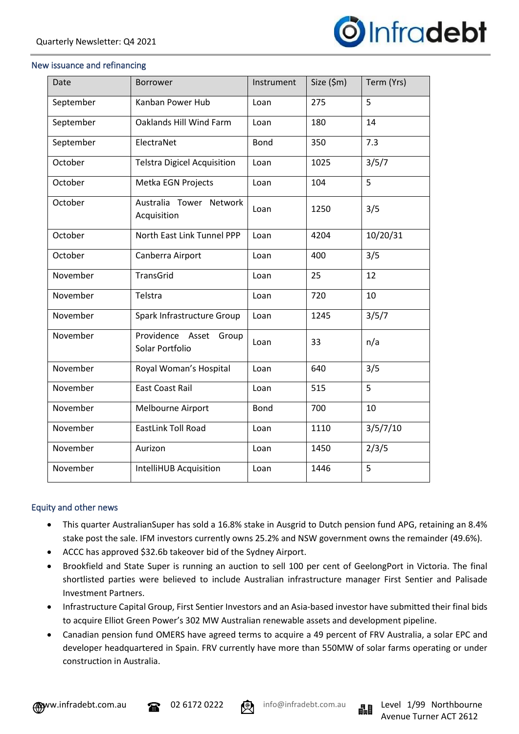## New issuance and refinancing

| Date | Borrower | Instrument | Size ($m) | Term (Yrs) |
|---|---|---|---|---|
| September | Kanban Power Hub | Loan | 275 | 5 |
| September | Oaklands Hill Wind Farm | Loan | 180 | 14 |
| September | ElectraNet | Bond | 350 | 7.3 |
| October | Telstra Digicel Acquisition | Loan | 1025 | 3/5/7 |
| October | Metka EGN Projects | Loan | 104 | 5 |
| October | Australia Tower Network Acquisition | Loan | 1250 | 3/5 |
| October | North East Link Tunnel PPP | Loan | 4204 | 10/20/31 |
| October | Canberra Airport | Loan | 400 | 3/5 |
| November | TransGrid | Loan | 25 | 12 |
| November | Telstra | Loan | 720 | 10 |
| November | Spark Infrastructure Group | Loan | 1245 | 3/5/7 |
| November | Providence Asset Group Solar Portfolio | Loan | 33 | n/a |
| November | Royal Woman's Hospital | Loan | 640 | 3/5 |
| November | East Coast Rail | Loan | 515 | 5 |
| November | Melbourne Airport | Bond | 700 | 10 |
| November | EastLink Toll Road | Loan | 1110 | 3/5/7/10 |
| November | Aurizon | Loan | 1450 | 2/3/5 |
| November | IntelliHUB Acquisition | Loan | 1446 | 5 |

## Equity and other news

- This quarter AustralianSuper has sold a 16.8% stake in Ausgrid to Dutch pension fund APG, retaining an 8.4% stake post the sale. IFM investors currently owns 25.2% and NSW government owns the remainder (49.6%).
- ACCC has approved $32.6b takeover bid of the Sydney Airport.
- Brookfield and State Super is running an auction to sell 100 per cent of GeelongPort in Victoria. The final shortlisted parties were believed to include Australian infrastructure manager First Sentier and Palisade Investment Partners.
- Infrastructure Capital Group, First Sentier Investors and an Asia-based investor have submitted their final bids to acquire Elliot Green Power's 302 MW Australian renewable assets and development pipeline.
- Canadian pension fund OMERS have agreed terms to acquire a 49 percent of FRV Australia, a solar EPC and developer headquartered in Spain. FRV currently have more than 550MW of solar farms operating or under construction in Australia.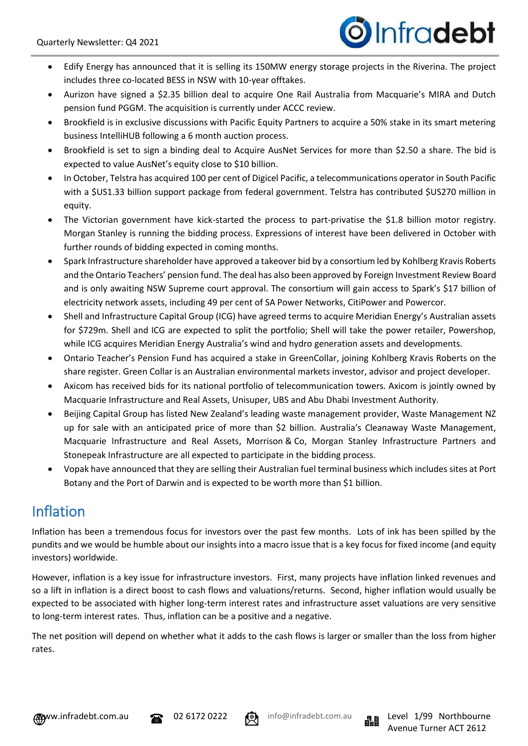- Edify Energy has announced that it is selling its 150MW energy storage projects in the Riverina. The project includes three co-located BESS in NSW with 10-year offtakes.
- Aurizon have signed a $2.35 billion deal to acquire One Rail Australia from Macquarie's MIRA and Dutch pension fund PGGM. The acquisition is currently under ACCC review.
- Brookfield is in exclusive discussions with Pacific Equity Partners to acquire a 50% stake in its smart metering business IntelliHUB following a 6 month auction process.
- Brookfield is set to sign a binding deal to Acquire AusNet Services for more than $2.50 a share. The bid is expected to value AusNet's equity close to $10 billion.
- In October, Telstra has acquired 100 per cent of Digicel Pacific, a telecommunications operator in South Pacific with a $US1.33 billion support package from federal government. Telstra has contributed $US270 million in equity.
- The Victorian government have kick-started the process to part-privatise the $1.8 billion motor registry. Morgan Stanley is running the bidding process. Expressions of interest have been delivered in October with further rounds of bidding expected in coming months.
- Spark Infrastructure shareholder have approved a takeover bid by a consortium led by Kohlberg Kravis Roberts and the Ontario Teachers' pension fund. The deal has also been approved by Foreign Investment Review Board and is only awaiting NSW Supreme court approval. The consortium will gain access to Spark's $17 billion of electricity network assets, including 49 per cent of SA Power Networks, CitiPower and Powercor.
- Shell and Infrastructure Capital Group (ICG) have agreed terms to acquire Meridian Energy's Australian assets for $729m. Shell and ICG are expected to split the portfolio; Shell will take the power retailer, Powershop, while ICG acquires Meridian Energy Australia's wind and hydro generation assets and developments.
- Ontario Teacher's Pension Fund has acquired a stake in GreenCollar, joining Kohlberg Kravis Roberts on the share register. Green Collar is an Australian environmental markets investor, advisor and project developer.
- Axicom has received bids for its national portfolio of telecommunication towers. Axicom is jointly owned by Macquarie Infrastructure and Real Assets, Unisuper, UBS and Abu Dhabi Investment Authority.
- Beijing Capital Group has listed New Zealand's leading waste management provider, Waste Management NZ up for sale with an anticipated price of more than $2 billion. Australia's Cleanaway Waste Management, Macquarie Infrastructure and Real Assets, Morrison & Co, Morgan Stanley Infrastructure Partners and Stonepeak Infrastructure are all expected to participate in the bidding process.
- Vopak have announced that they are selling their Australian fuel terminal business which includes sites at Port Botany and the Port of Darwin and is expected to be worth more than $1 billion.

## Inflation

Inflation has been a tremendous focus for investors over the past few months. Lots of ink has been spilled by the pundits and we would be humble about our insights into a macro issue that is a key focus for fixed income (and equity investors) worldwide.

However, inflation is a key issue for infrastructure investors. First, many projects have inflation linked revenues and so a lift in inflation is a direct boost to cash flows and valuations/returns. Second, higher inflation would usually be expected to be associated with higher long-term interest rates and infrastructure asset valuations are very sensitive to long-term interest rates. Thus, inflation can be a positive and a negative.

The net position will depend on whether what it adds to the cash flows is larger or smaller than the loss from higher rates.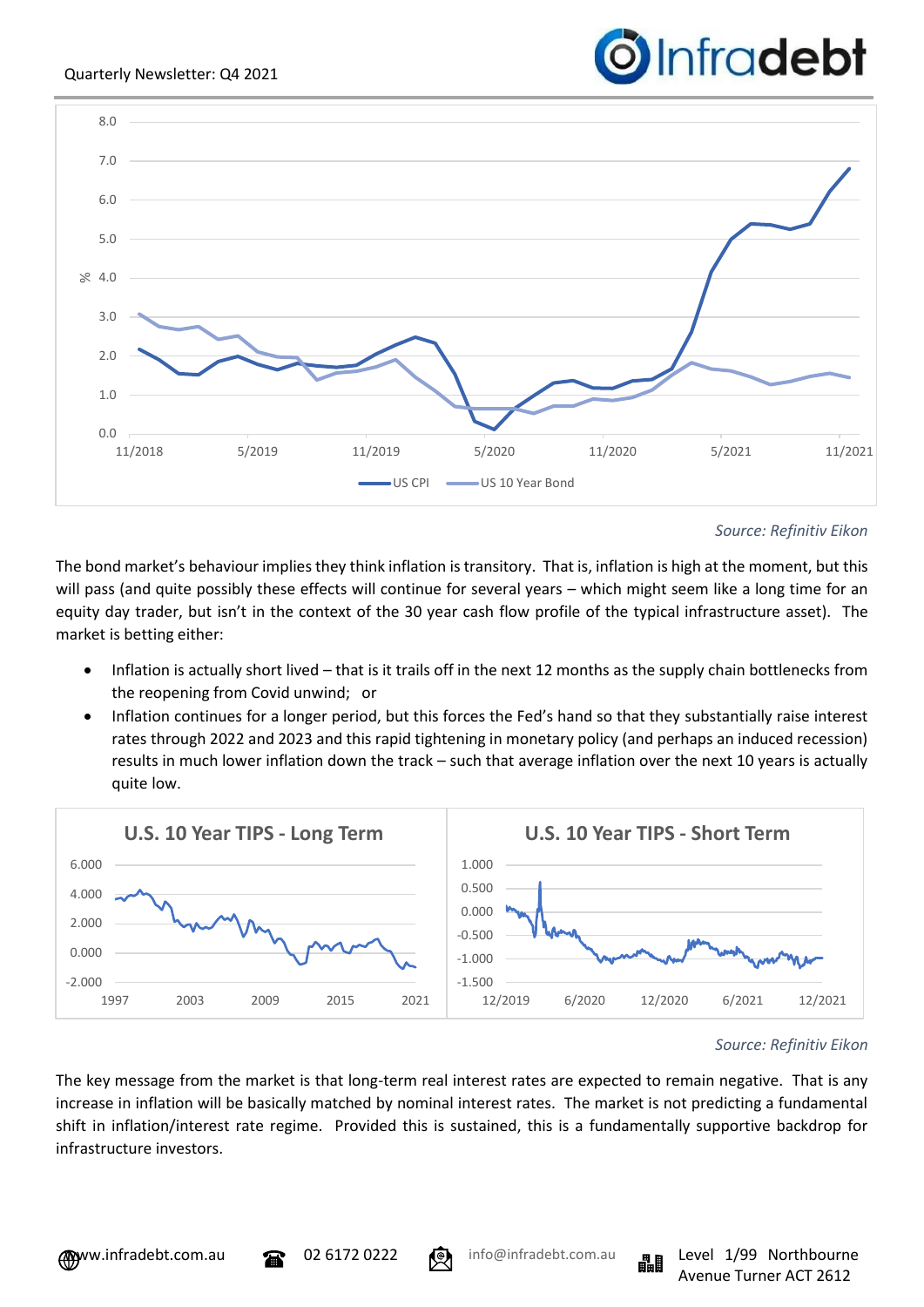Source: Refinitiv Eikon

The bond market's behaviour implies they think inflation is transitory. That is, inflation is high at the moment, but this will pass (and quite possibly these effects will continue for several years – which might seem like a long time for an equity day trader, but isn't in the context of the 30 year cash flow profile of the typical infrastructure asset). The market is betting either:

- Inflation is actually short lived – that is it trails off in the next 12 months as the supply chain bottlenecks from the reopening from Covid unwind; or
- Inflation continues for a longer period, but this forces the Fed's hand so that they substantially raise interest rates through 2022 and 2023 and this rapid tightening in monetary policy (and perhaps an induced recession) results in much lower inflation down the track – such that average inflation over the next 10 years is actually quite low.

Source: Refinitiv Eikon

The key message from the market is that long-term real interest rates are expected to remain negative. That is any increase in inflation will be basically matched by nominal interest rates. The market is not predicting a fundamental shift in inflation/interest rate regime. Provided this is sustained, this is a fundamentally supportive backdrop for infrastructure investors.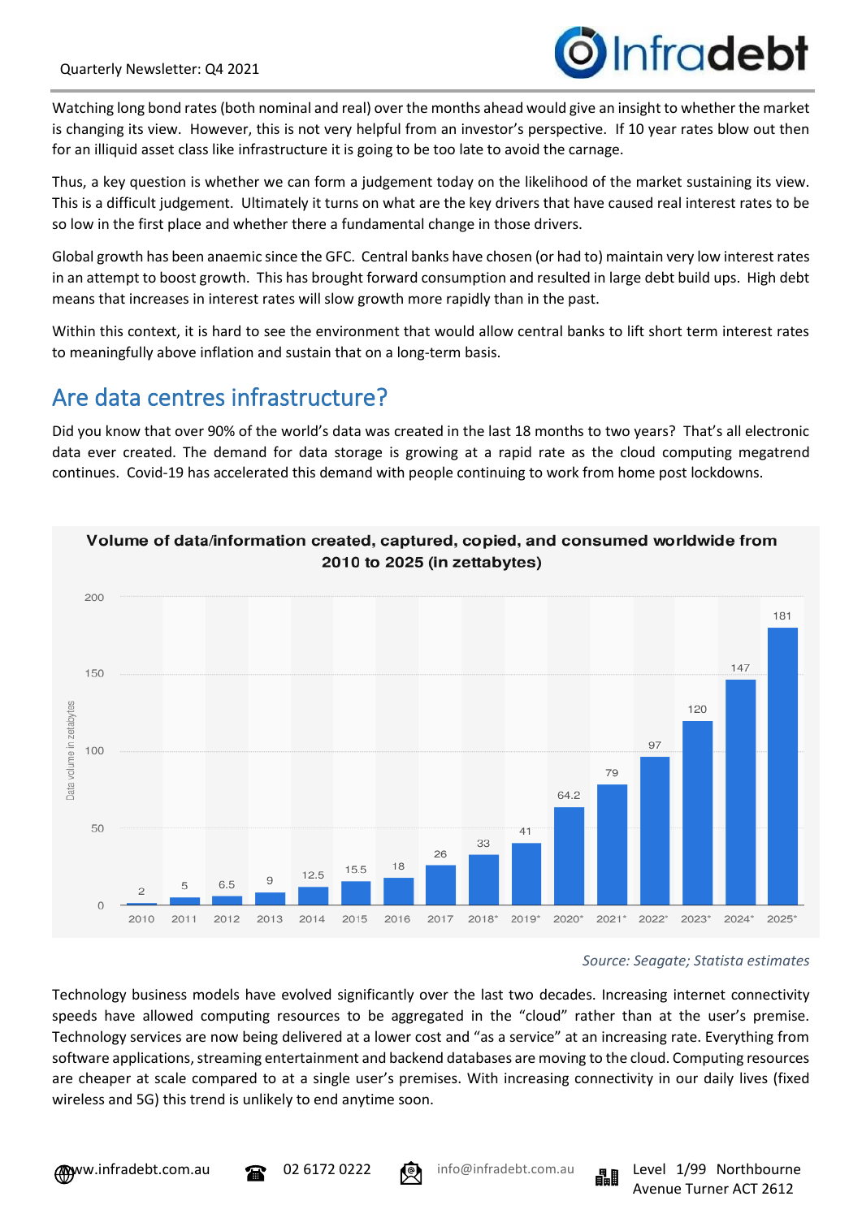Watching long bond rates (both nominal and real) over the months ahead would give an insight to whether the market is changing its view. However, this is not very helpful from an investor's perspective. If 10 year rates blow out then for an illiquid asset class like infrastructure it is going to be too late to avoid the carnage.

Thus, a key question is whether we can form a judgement today on the likelihood of the market sustaining its view. This is a difficult judgement. Ultimately it turns on what are the key drivers that have caused real interest rates to be so low in the first place and whether there a fundamental change in those drivers.

Global growth has been anaemic since the GFC. Central banks have chosen (or had to) maintain very low interest rates in an attempt to boost growth. This has brought forward consumption and resulted in large debt build ups. High debt means that increases in interest rates will slow growth more rapidly than in the past.

Within this context, it is hard to see the environment that would allow central banks to lift short term interest rates to meaningfully above inflation and sustain that on a long-term basis.

## Are data centres infrastructure?

Did you know that over 90% of the world's data was created in the last 18 months to two years? That's all electronic data ever created. The demand for data storage is growing at a rapid rate as the cloud computing megatrend continues. Covid-19 has accelerated this demand with people continuing to work from home post lockdowns.

**Volume of data/information created, captured, copied, and consumed worldwide from 2010 to 2025 (in zettabytes)**

| Year | Data volume in zettabytes |
|---|---|
| 2010 | 2 |
| 2011 | 5 |
| 2012 | 6.5 |
| 2013 | 9 |
| 2014 | 12.5 |
| 2015 | 15.5 |
| 2016 | 18 |
| 2017 | 26 |
| 2018* | 33 |
| 2019* | 41 |
| 2020* | 64.2 |
| 2021* | 79 |
| 2022* | 97 |
| 2023* | 120 |
| 2024* | 147 |
| 2025* | 181 |

*Source: Seagate; Statista estimates*

Technology business models have evolved significantly over the last two decades. Increasing internet connectivity speeds have allowed computing resources to be aggregated in the "cloud" rather than at the user's premise. Technology services are now being delivered at a lower cost and "as a service" at an increasing rate. Everything from software applications, streaming entertainment and backend databases are moving to the cloud. Computing resources are cheaper at scale compared to at a single user's premises. With increasing connectivity in our daily lives (fixed wireless and 5G) this trend is unlikely to end anytime soon.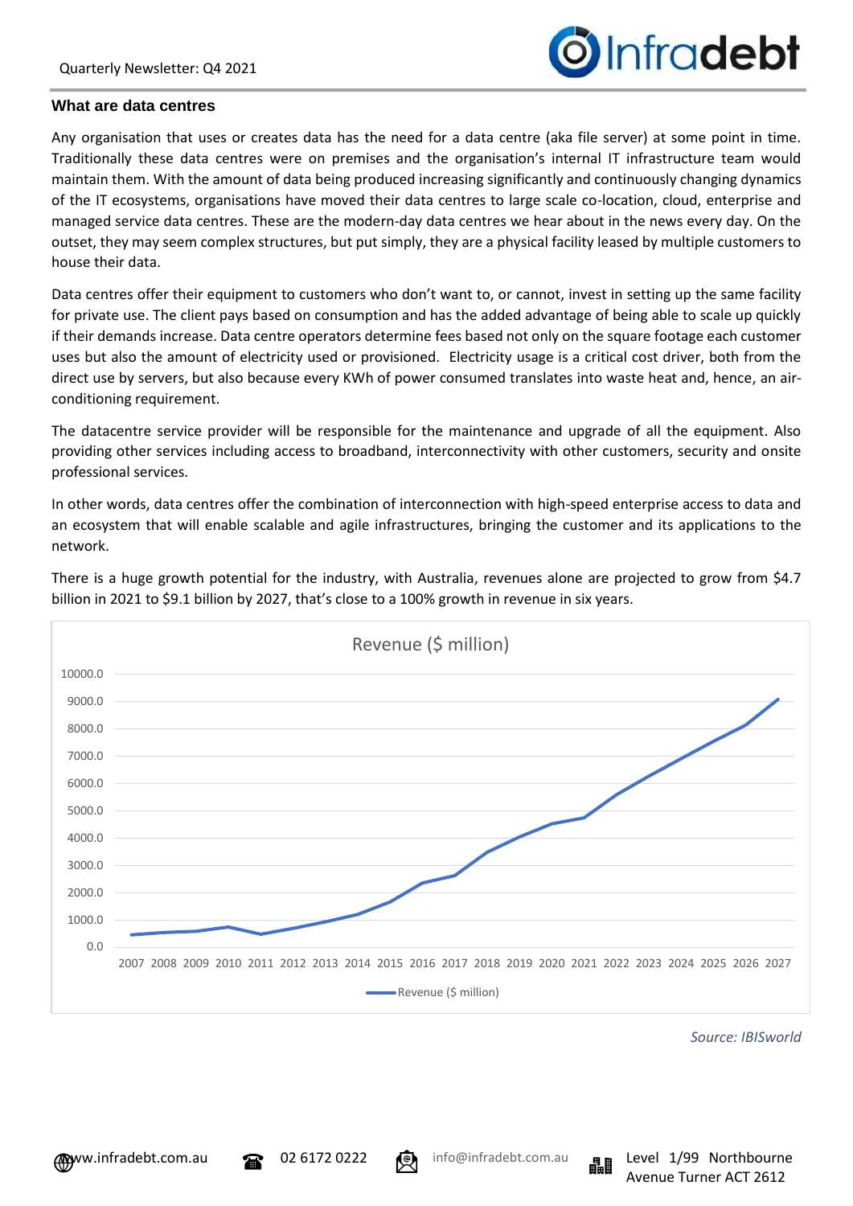### What are data centres

Any organisation that uses or creates data has the need for a data centre (aka file server) at some point in time. Traditionally these data centres were on premises and the organisation's internal IT infrastructure team would maintain them. With the amount of data being produced increasing significantly and continuously changing dynamics of the IT ecosystems, organisations have moved their data centres to large scale co-location, cloud, enterprise and managed service data centres. These are the modern-day data centres we hear about in the news every day. On the outset, they may seem complex structures, but put simply, they are a physical facility leased by multiple customers to house their data.

Data centres offer their equipment to customers who don't want to, or cannot, invest in setting up the same facility for private use. The client pays based on consumption and has the added advantage of being able to scale up quickly if their demands increase. Data centre operators determine fees based not only on the square footage each customer uses but also the amount of electricity used or provisioned. Electricity usage is a critical cost driver, both from the direct use by servers, but also because every KWh of power consumed translates into waste heat and, hence, an air-conditioning requirement.

The datacentre service provider will be responsible for the maintenance and upgrade of all the equipment. Also providing other services including access to broadband, interconnectivity with other customers, security and onsite professional services.

In other words, data centres offer the combination of interconnection with high-speed enterprise access to data and an ecosystem that will enable scalable and agile infrastructures, bringing the customer and its applications to the network.

There is a huge growth potential for the industry, with Australia, revenues alone are projected to grow from $4.7 billion in 2021 to $9.1 billion by 2027, that's close to a 100% growth in revenue in six years.

*Source: IBISworld*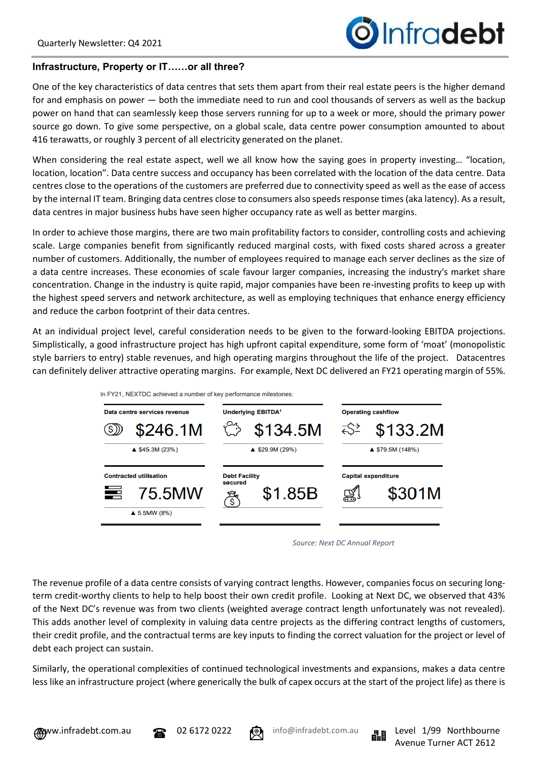## Infrastructure, Property or IT……or all three?

One of the key characteristics of data centres that sets them apart from their real estate peers is the higher demand for and emphasis on power — both the immediate need to run and cool thousands of servers as well as the backup power on hand that can seamlessly keep those servers running for up to a week or more, should the primary power source go down. To give some perspective, on a global scale, data centre power consumption amounted to about 416 terawatts, or roughly 3 percent of all electricity generated on the planet.

When considering the real estate aspect, well we all know how the saying goes in property investing… "location, location, location". Data centre success and occupancy has been correlated with the location of the data centre. Data centres close to the operations of the customers are preferred due to connectivity speed as well as the ease of access by the internal IT team. Bringing data centres close to consumers also speeds response times (aka latency). As a result, data centres in major business hubs have seen higher occupancy rate as well as better margins.

In order to achieve those margins, there are two main profitability factors to consider, controlling costs and achieving scale. Large companies benefit from significantly reduced marginal costs, with fixed costs shared across a greater number of customers. Additionally, the number of employees required to manage each server declines as the size of a data centre increases. These economies of scale favour larger companies, increasing the industry's market share concentration. Change in the industry is quite rapid, major companies have been re-investing profits to keep up with the highest speed servers and network architecture, as well as employing techniques that enhance energy efficiency and reduce the carbon footprint of their data centres.

At an individual project level, careful consideration needs to be given to the forward-looking EBITDA projections. Simplistically, a good infrastructure project has high upfront capital expenditure, some form of 'moat' (monopolistic style barriers to entry) stable revenues, and high operating margins throughout the life of the project. Datacentres can definitely deliver attractive operating margins. For example, Next DC delivered an FY21 operating margin of 55%.

In FY21, NEXTDC achieved a number of key performance milestones:

| Data centre services revenue | Underlying EBITDA[1] | Operating cashflow |
|---|---|---|
| $246.1M | $134.5M | $133.2M |
| ▲ $45.3M (23%) | ▲ $29.9M (29%) | ▲ $79.5M (148%) |
| **Contracted utilisation** | **Debt Facility secured** | **Capital expenditure** |
| 75.5MW | $1.85B | $301M |
| ▲ 5.5MW (8%) | | |

*Source: Next DC Annual Report*

The revenue profile of a data centre consists of varying contract lengths. However, companies focus on securing long-term credit-worthy clients to help to help boost their own credit profile. Looking at Next DC, we observed that 43% of the Next DC's revenue was from two clients (weighted average contract length unfortunately was not revealed). This adds another level of complexity in valuing data centre projects as the differing contract lengths of customers, their credit profile, and the contractual terms are key inputs to finding the correct valuation for the project or level of debt each project can sustain.

Similarly, the operational complexities of continued technological investments and expansions, makes a data centre less like an infrastructure project (where generically the bulk of capex occurs at the start of the project life) as there is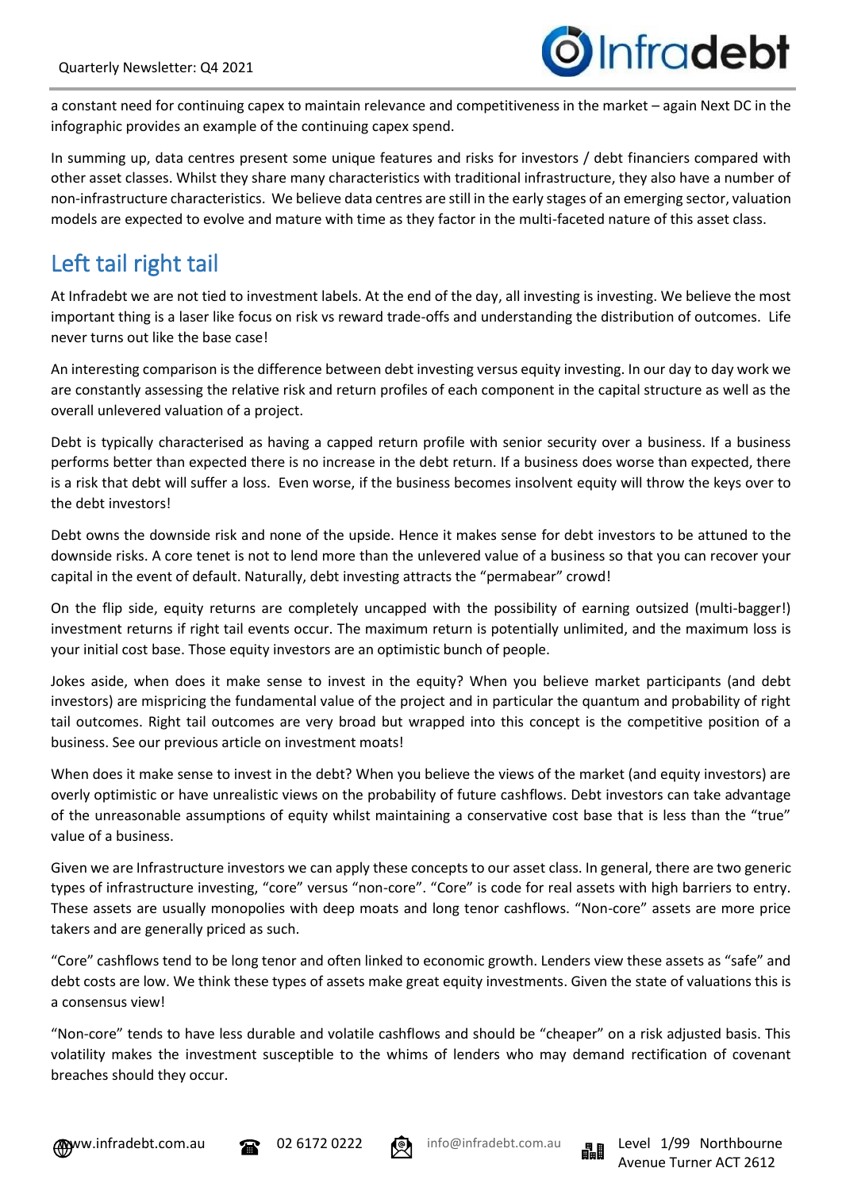a constant need for continuing capex to maintain relevance and competitiveness in the market – again Next DC in the infographic provides an example of the continuing capex spend.

In summing up, data centres present some unique features and risks for investors / debt financiers compared with other asset classes. Whilst they share many characteristics with traditional infrastructure, they also have a number of non-infrastructure characteristics. We believe data centres are still in the early stages of an emerging sector, valuation models are expected to evolve and mature with time as they factor in the multi-faceted nature of this asset class.

## Left tail right tail

At Infradebt we are not tied to investment labels. At the end of the day, all investing is investing. We believe the most important thing is a laser like focus on risk vs reward trade-offs and understanding the distribution of outcomes. Life never turns out like the base case!

An interesting comparison is the difference between debt investing versus equity investing. In our day to day work we are constantly assessing the relative risk and return profiles of each component in the capital structure as well as the overall unlevered valuation of a project.

Debt is typically characterised as having a capped return profile with senior security over a business. If a business performs better than expected there is no increase in the debt return. If a business does worse than expected, there is a risk that debt will suffer a loss. Even worse, if the business becomes insolvent equity will throw the keys over to the debt investors!

Debt owns the downside risk and none of the upside. Hence it makes sense for debt investors to be attuned to the downside risks. A core tenet is not to lend more than the unlevered value of a business so that you can recover your capital in the event of default. Naturally, debt investing attracts the "permabear" crowd!

On the flip side, equity returns are completely uncapped with the possibility of earning outsized (multi-bagger!) investment returns if right tail events occur. The maximum return is potentially unlimited, and the maximum loss is your initial cost base. Those equity investors are an optimistic bunch of people.

Jokes aside, when does it make sense to invest in the equity? When you believe market participants (and debt investors) are mispricing the fundamental value of the project and in particular the quantum and probability of right tail outcomes. Right tail outcomes are very broad but wrapped into this concept is the competitive position of a business. See our previous article on investment moats!

When does it make sense to invest in the debt? When you believe the views of the market (and equity investors) are overly optimistic or have unrealistic views on the probability of future cashflows. Debt investors can take advantage of the unreasonable assumptions of equity whilst maintaining a conservative cost base that is less than the "true" value of a business.

Given we are Infrastructure investors we can apply these concepts to our asset class. In general, there are two generic types of infrastructure investing, "core" versus "non-core". "Core" is code for real assets with high barriers to entry. These assets are usually monopolies with deep moats and long tenor cashflows. "Non-core" assets are more price takers and are generally priced as such.

"Core" cashflows tend to be long tenor and often linked to economic growth. Lenders view these assets as "safe" and debt costs are low. We think these types of assets make great equity investments. Given the state of valuations this is a consensus view!

"Non-core" tends to have less durable and volatile cashflows and should be "cheaper" on a risk adjusted basis. This volatility makes the investment susceptible to the whims of lenders who may demand rectification of covenant breaches should they occur.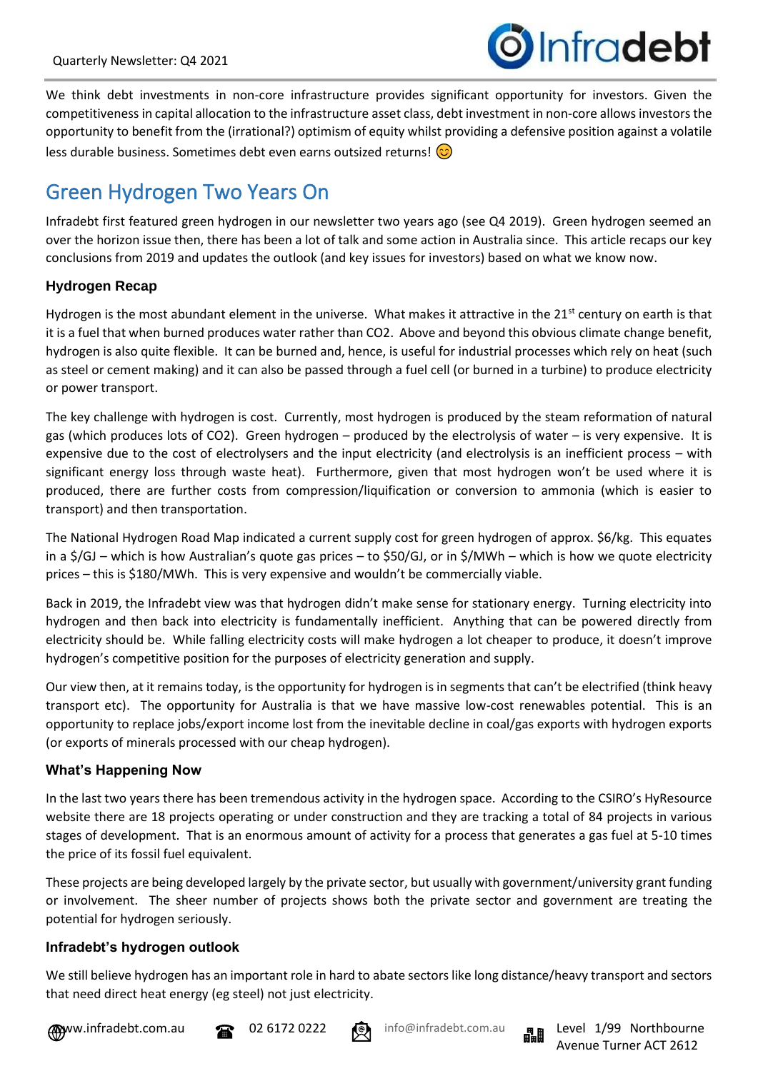We think debt investments in non-core infrastructure provides significant opportunity for investors. Given the competitiveness in capital allocation to the infrastructure asset class, debt investment in non-core allows investors the opportunity to benefit from the (irrational?) optimism of equity whilst providing a defensive position against a volatile less durable business. Sometimes debt even earns outsized returns! 😊

## Green Hydrogen Two Years On

Infradebt first featured green hydrogen in our newsletter two years ago (see Q4 2019). Green hydrogen seemed an over the horizon issue then, there has been a lot of talk and some action in Australia since. This article recaps our key conclusions from 2019 and updates the outlook (and key issues for investors) based on what we know now.

### Hydrogen Recap

Hydrogen is the most abundant element in the universe. What makes it attractive in the 21st century on earth is that it is a fuel that when burned produces water rather than CO2. Above and beyond this obvious climate change benefit, hydrogen is also quite flexible. It can be burned and, hence, is useful for industrial processes which rely on heat (such as steel or cement making) and it can also be passed through a fuel cell (or burned in a turbine) to produce electricity or power transport.

The key challenge with hydrogen is cost. Currently, most hydrogen is produced by the steam reformation of natural gas (which produces lots of CO2). Green hydrogen – produced by the electrolysis of water – is very expensive. It is expensive due to the cost of electrolysers and the input electricity (and electrolysis is an inefficient process – with significant energy loss through waste heat). Furthermore, given that most hydrogen won't be used where it is produced, there are further costs from compression/liquification or conversion to ammonia (which is easier to transport) and then transportation.

The National Hydrogen Road Map indicated a current supply cost for green hydrogen of approx. $6/kg. This equates in a $/GJ – which is how Australian's quote gas prices – to $50/GJ, or in $/MWh – which is how we quote electricity prices – this is $180/MWh. This is very expensive and wouldn't be commercially viable.

Back in 2019, the Infradebt view was that hydrogen didn't make sense for stationary energy. Turning electricity into hydrogen and then back into electricity is fundamentally inefficient. Anything that can be powered directly from electricity should be. While falling electricity costs will make hydrogen a lot cheaper to produce, it doesn't improve hydrogen's competitive position for the purposes of electricity generation and supply.

Our view then, at it remains today, is the opportunity for hydrogen is in segments that can't be electrified (think heavy transport etc). The opportunity for Australia is that we have massive low-cost renewables potential. This is an opportunity to replace jobs/export income lost from the inevitable decline in coal/gas exports with hydrogen exports (or exports of minerals processed with our cheap hydrogen).

### What's Happening Now

In the last two years there has been tremendous activity in the hydrogen space. According to the CSIRO's HyResource website there are 18 projects operating or under construction and they are tracking a total of 84 projects in various stages of development. That is an enormous amount of activity for a process that generates a gas fuel at 5-10 times the price of its fossil fuel equivalent.

These projects are being developed largely by the private sector, but usually with government/university grant funding or involvement. The sheer number of projects shows both the private sector and government are treating the potential for hydrogen seriously.

### Infradebt's hydrogen outlook

We still believe hydrogen has an important role in hard to abate sectors like long distance/heavy transport and sectors that need direct heat energy (eg steel) not just electricity.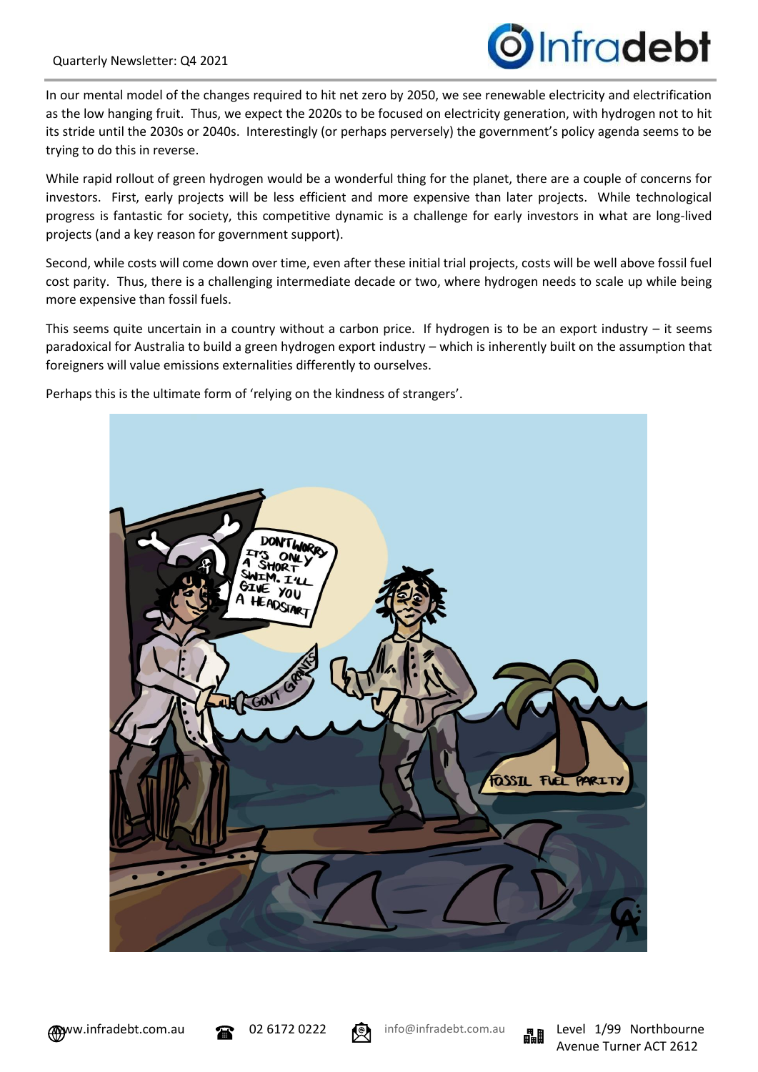In our mental model of the changes required to hit net zero by 2050, we see renewable electricity and electrification as the low hanging fruit. Thus, we expect the 2020s to be focused on electricity generation, with hydrogen not to hit its stride until the 2030s or 2040s. Interestingly (or perhaps perversely) the government's policy agenda seems to be trying to do this in reverse.

While rapid rollout of green hydrogen would be a wonderful thing for the planet, there are a couple of concerns for investors. First, early projects will be less efficient and more expensive than later projects. While technological progress is fantastic for society, this competitive dynamic is a challenge for early investors in what are long-lived projects (and a key reason for government support).

Second, while costs will come down over time, even after these initial trial projects, costs will be well above fossil fuel cost parity. Thus, there is a challenging intermediate decade or two, where hydrogen needs to scale up while being more expensive than fossil fuels.

This seems quite uncertain in a country without a carbon price. If hydrogen is to be an export industry – it seems paradoxical for Australia to build a green hydrogen export industry – which is inherently built on the assumption that foreigners will value emissions externalities differently to ourselves.

Perhaps this is the ultimate form of 'relying on the kindness of strangers'.